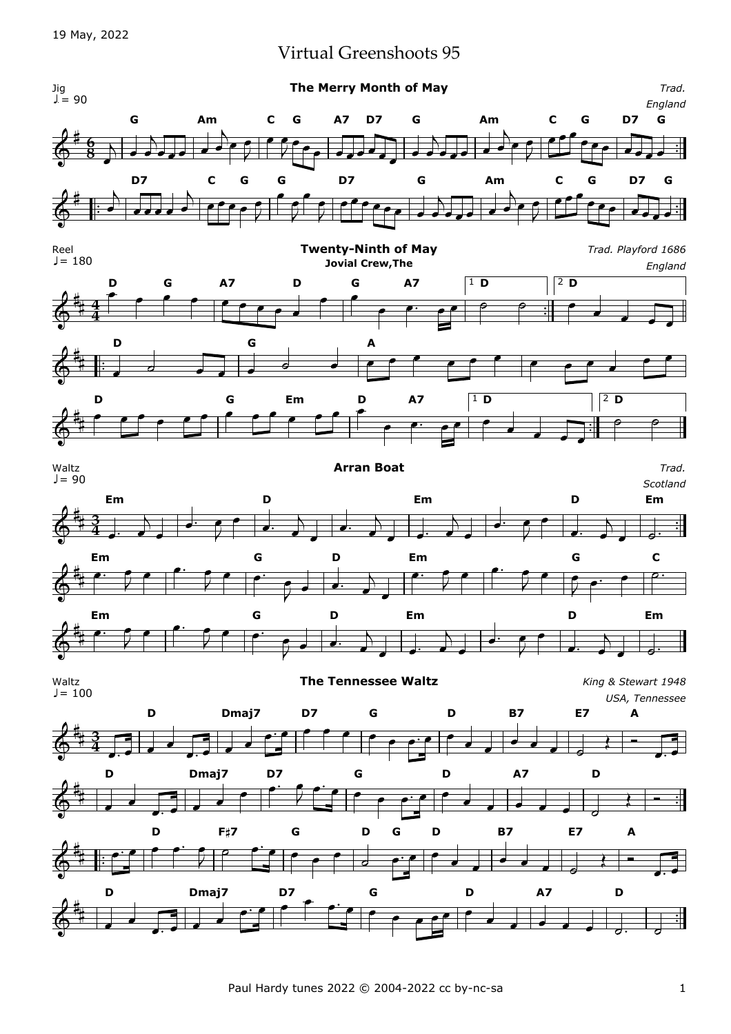19 May, 2022

# Virtual Greenshoots 95

## The Merry Month of May

Jig
♩.= 90

*Trad.*
*England*

G Am C G A7 D7 G Am C G D7 G

D7 C G G D7 G Am C G D7 G

## Twenty-Ninth of May

**Jovial Crew,The**

Reel
♩= 180

*Trad. Playford 1686*
*England*

D G A7 D G A7 1 D 2 D

D G A

D G Em D A7 1 D 2 D

## Arran Boat

Waltz
♩= 90

*Trad.*
*Scotland*

Em D Em D Em

Em G D Em G C

Em G D Em D Em

## The Tennessee Waltz

Waltz
♩= 100

*King & Stewart 1948*
*USA, Tennessee*

D Dmaj7 D7 G D B7 E7 A

D Dmaj7 D7 G D A7 D

D F♯7 G D G D B7 E7 A

D Dmaj7 D7 G D A7 D

Paul Hardy tunes 2022 © 2004-2022 cc by-nc-sa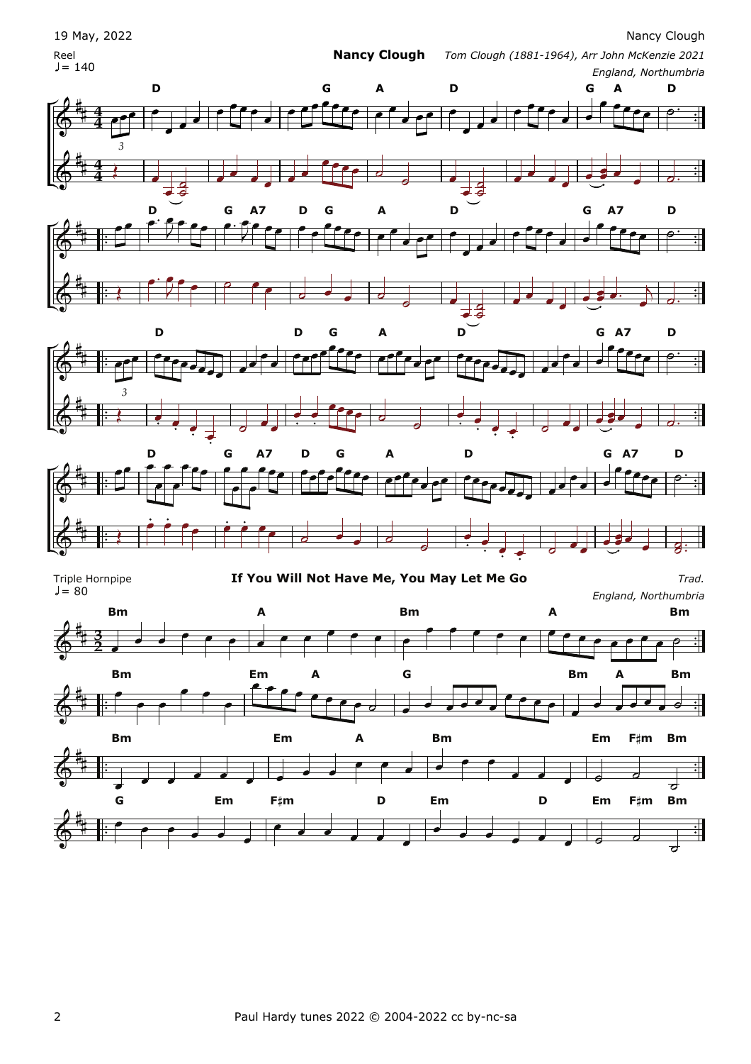Reel
♩= 140

## Nancy Clough

*Tom Clough (1881-1964), Arr John McKenzie 2021*
*England, Northumbria*

Triple Hornpipe
♩= 80

## If You Will Not Have Me, You May Let Me Go

*Trad.*
*England, Northumbria*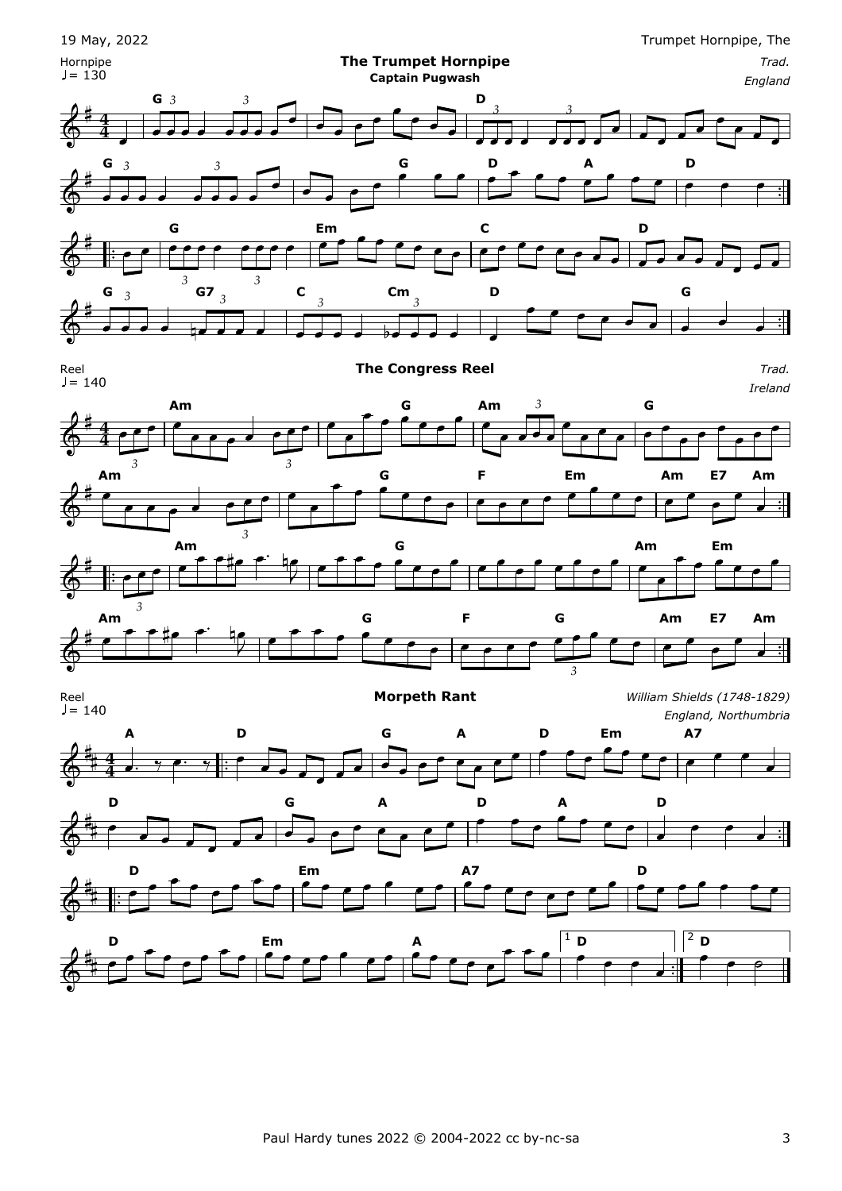Hornpipe
♩= 130

## The Trumpet Hornpipe

**Captain Pugwash**

*Trad.*
*England*

Reel
♩= 140

## The Congress Reel

*Trad.*
*Ireland*

Reel
♩= 140

## Morpeth Rant

*William Shields (1748-1829)*
*England, Northumbria*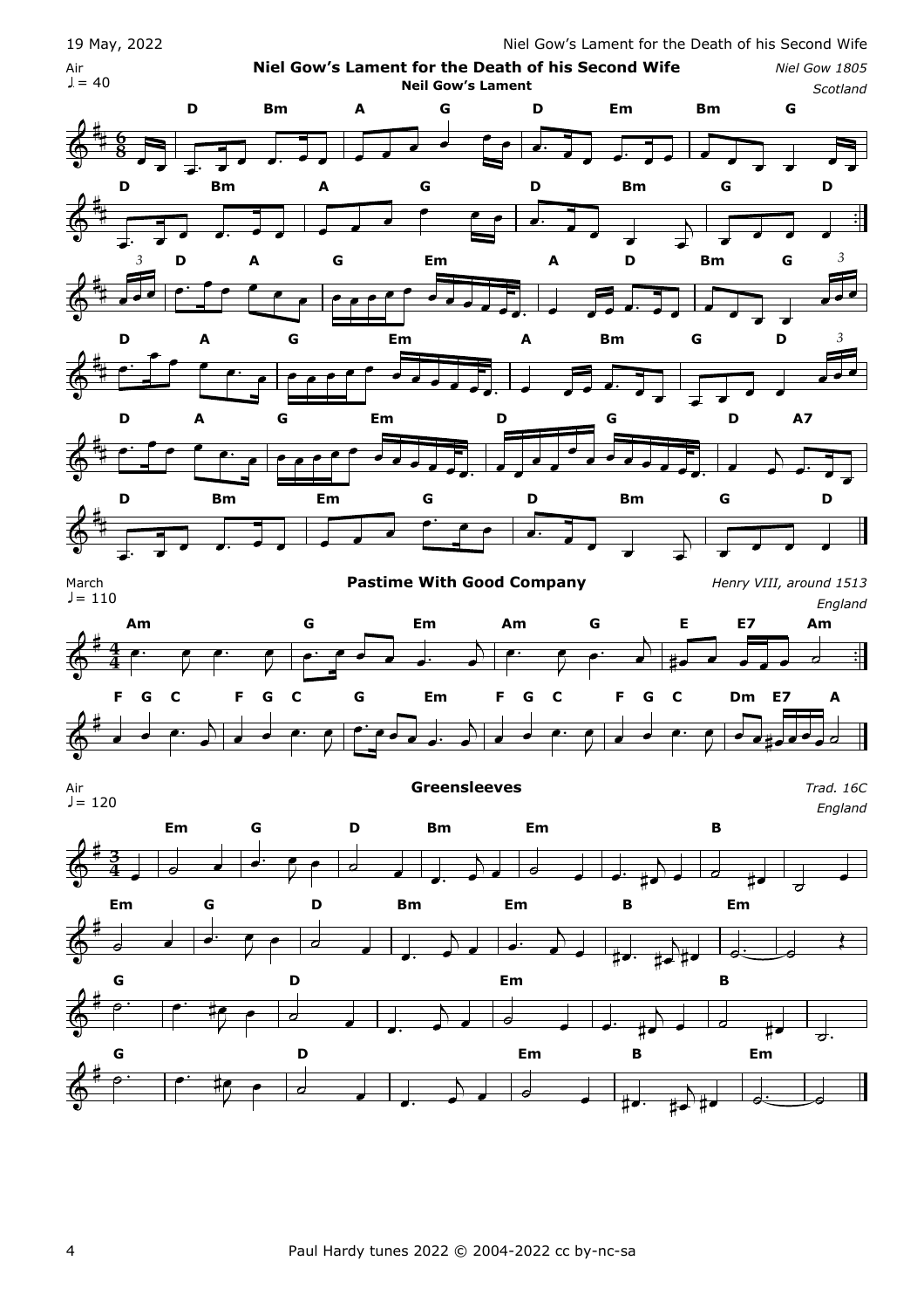Air
♩= 40

## Niel Gow's Lament for the Death of his Second Wife

**Neil Gow's Lament**

*Niel Gow 1805*
*Scotland*

March
♩= 110

## Pastime With Good Company

*Henry VIII, around 1513*
*England*

Air
♩= 120

## Greensleeves

*Trad. 16C*
*England*

Paul Hardy tunes 2022 © 2004-2022 cc by-nc-sa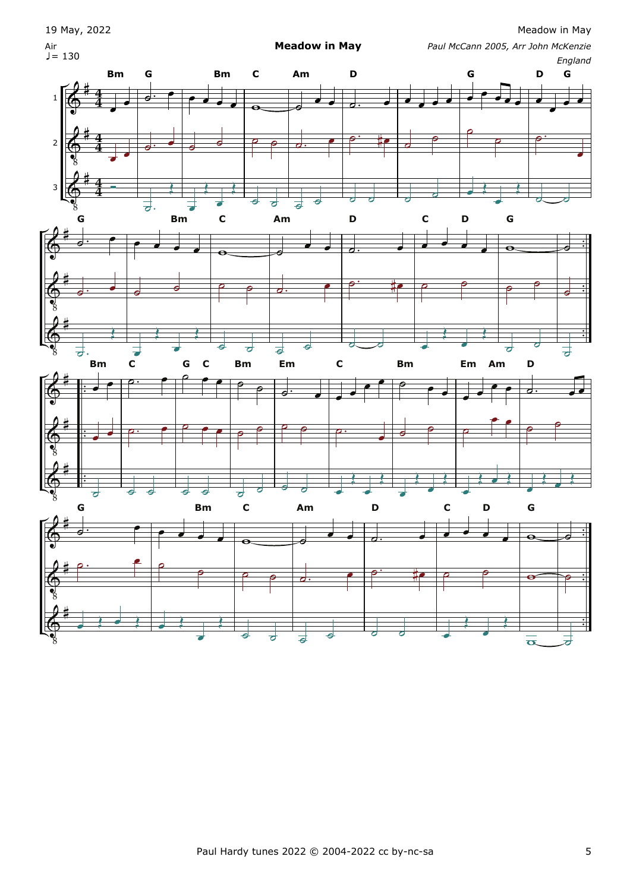19 May, 2022

Air
♩= 130

# Meadow in May

*Paul McCann 2005, Arr John McKenzie*
*England*

Paul Hardy tunes 2022 © 2004-2022 cc by-nc-sa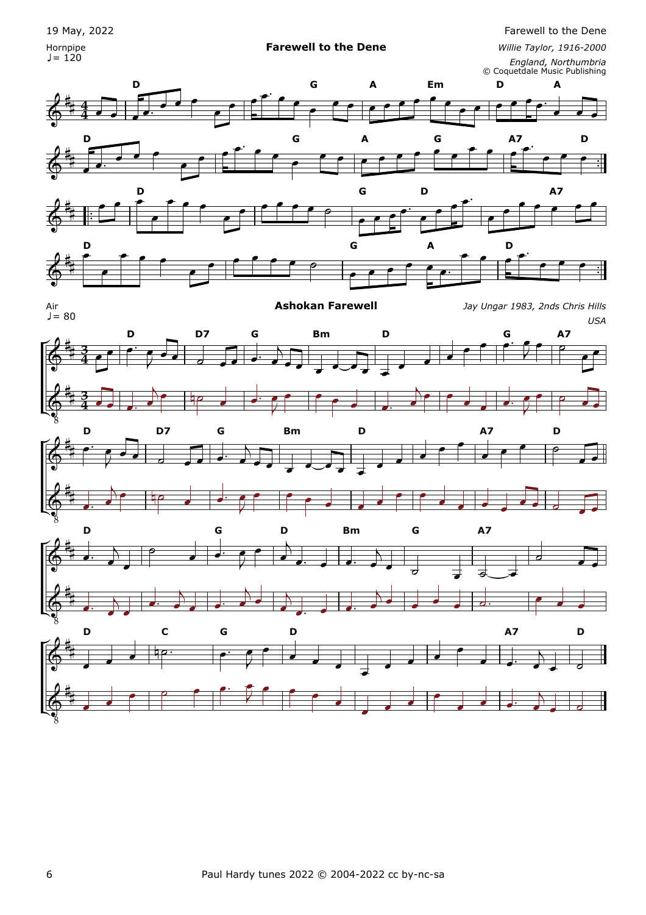## Farewell to the Dene

Hornpipe
♩= 120

*Willie Taylor, 1916-2000*
*England, Northumbria*
© Coquetdale Music Publishing

## Ashokan Farewell

Air
♩= 80

*Jay Ungar 1983, 2nds Chris Hills*
*USA*